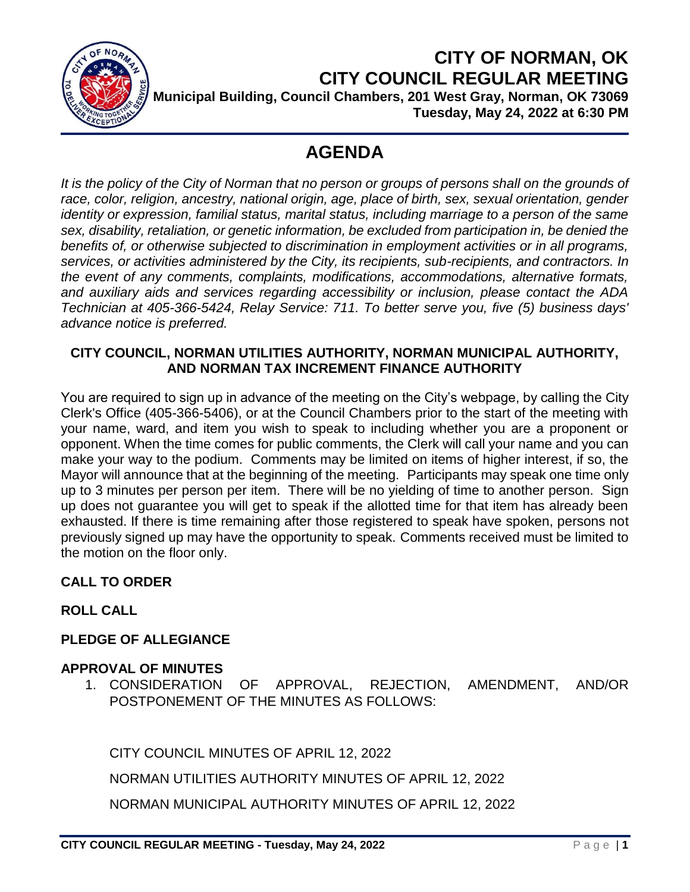# CITY OF NORMAN, OK
# CITY COUNCIL REGULAR MEETING

**Municipal Building, Council Chambers, 201 West Gray, Norman, OK 73069**
**Tuesday, May 24, 2022 at 6:30 PM**

## AGENDA

*It is the policy of the City of Norman that no person or groups of persons shall on the grounds of race, color, religion, ancestry, national origin, age, place of birth, sex, sexual orientation, gender identity or expression, familial status, marital status, including marriage to a person of the same sex, disability, retaliation, or genetic information, be excluded from participation in, be denied the benefits of, or otherwise subjected to discrimination in employment activities or in all programs, services, or activities administered by the City, its recipients, sub-recipients, and contractors. In the event of any comments, complaints, modifications, accommodations, alternative formats, and auxiliary aids and services regarding accessibility or inclusion, please contact the ADA Technician at 405-366-5424, Relay Service: 711. To better serve you, five (5) business days' advance notice is preferred.*

**CITY COUNCIL, NORMAN UTILITIES AUTHORITY, NORMAN MUNICIPAL AUTHORITY, AND NORMAN TAX INCREMENT FINANCE AUTHORITY**

You are required to sign up in advance of the meeting on the City's webpage, by calling the City Clerk's Office (405-366-5406), or at the Council Chambers prior to the start of the meeting with your name, ward, and item you wish to speak to including whether you are a proponent or opponent. When the time comes for public comments, the Clerk will call your name and you can make your way to the podium. Comments may be limited on items of higher interest, if so, the Mayor will announce that at the beginning of the meeting. Participants may speak one time only up to 3 minutes per person per item. There will be no yielding of time to another person. Sign up does not guarantee you will get to speak if the allotted time for that item has already been exhausted. If there is time remaining after those registered to speak have spoken, persons not previously signed up may have the opportunity to speak. Comments received must be limited to the motion on the floor only.

**CALL TO ORDER**

**ROLL CALL**

**PLEDGE OF ALLEGIANCE**

**APPROVAL OF MINUTES**

1. CONSIDERATION OF APPROVAL, REJECTION, AMENDMENT, AND/OR POSTPONEMENT OF THE MINUTES AS FOLLOWS:

   CITY COUNCIL MINUTES OF APRIL 12, 2022

   NORMAN UTILITIES AUTHORITY MINUTES OF APRIL 12, 2022

   NORMAN MUNICIPAL AUTHORITY MINUTES OF APRIL 12, 2022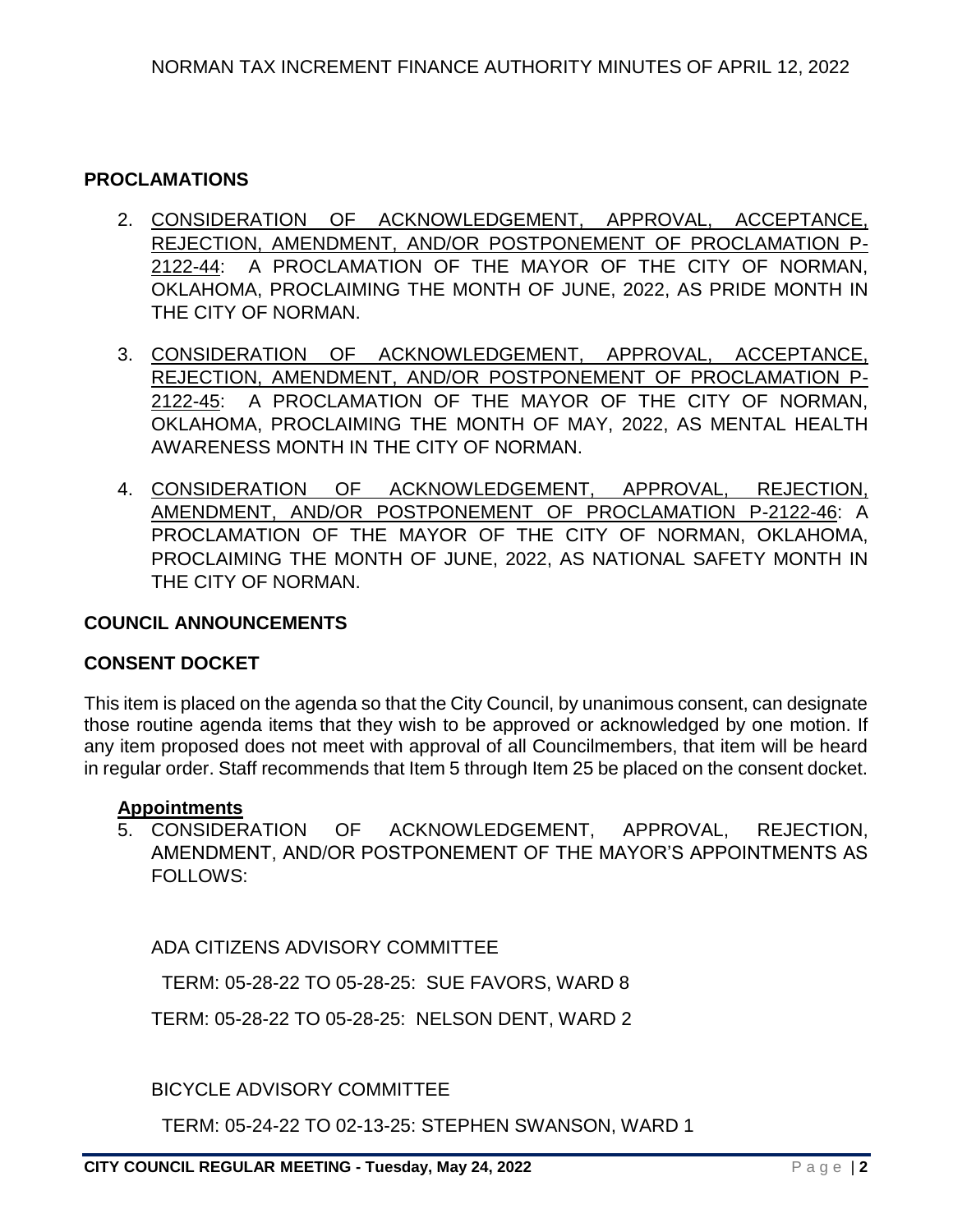## PROCLAMATIONS

2. <u>CONSIDERATION OF ACKNOWLEDGEMENT, APPROVAL, ACCEPTANCE, REJECTION, AMENDMENT, AND/OR POSTPONEMENT OF PROCLAMATION P-2122-44</u>: A PROCLAMATION OF THE MAYOR OF THE CITY OF NORMAN, OKLAHOMA, PROCLAIMING THE MONTH OF JUNE, 2022, AS PRIDE MONTH IN THE CITY OF NORMAN.

3. <u>CONSIDERATION OF ACKNOWLEDGEMENT, APPROVAL, ACCEPTANCE, REJECTION, AMENDMENT, AND/OR POSTPONEMENT OF PROCLAMATION P-2122-45</u>: A PROCLAMATION OF THE MAYOR OF THE CITY OF NORMAN, OKLAHOMA, PROCLAIMING THE MONTH OF MAY, 2022, AS MENTAL HEALTH AWARENESS MONTH IN THE CITY OF NORMAN.

4. <u>CONSIDERATION OF ACKNOWLEDGEMENT, APPROVAL, REJECTION, AMENDMENT, AND/OR POSTPONEMENT OF PROCLAMATION P-2122-46</u>: A PROCLAMATION OF THE MAYOR OF THE CITY OF NORMAN, OKLAHOMA, PROCLAIMING THE MONTH OF JUNE, 2022, AS NATIONAL SAFETY MONTH IN THE CITY OF NORMAN.

## COUNCIL ANNOUNCEMENTS

## CONSENT DOCKET

This item is placed on the agenda so that the City Council, by unanimous consent, can designate those routine agenda items that they wish to be approved or acknowledged by one motion. If any item proposed does not meet with approval of all Councilmembers, that item will be heard in regular order. Staff recommends that Item 5 through Item 25 be placed on the consent docket.

### <u>Appointments</u>

5. CONSIDERATION OF ACKNOWLEDGEMENT, APPROVAL, REJECTION, AMENDMENT, AND/OR POSTPONEMENT OF THE MAYOR'S APPOINTMENTS AS FOLLOWS:

   ADA CITIZENS ADVISORY COMMITTEE

   TERM: 05-28-22 TO 05-28-25: SUE FAVORS, WARD 8

   TERM: 05-28-22 TO 05-28-25: NELSON DENT, WARD 2

   BICYCLE ADVISORY COMMITTEE

   TERM: 05-24-22 TO 02-13-25: STEPHEN SWANSON, WARD 1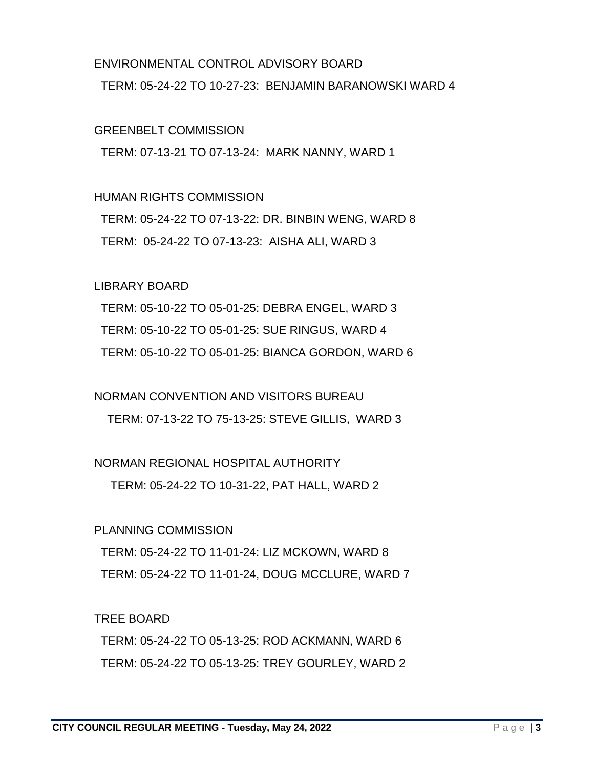ENVIRONMENTAL CONTROL ADVISORY BOARD

TERM: 05-24-22 TO 10-27-23: BENJAMIN BARANOWSKI WARD 4

GREENBELT COMMISSION

TERM: 07-13-21 TO 07-13-24: MARK NANNY, WARD 1

HUMAN RIGHTS COMMISSION

TERM: 05-24-22 TO 07-13-22: DR. BINBIN WENG, WARD 8

TERM: 05-24-22 TO 07-13-23: AISHA ALI, WARD 3

LIBRARY BOARD

TERM: 05-10-22 TO 05-01-25: DEBRA ENGEL, WARD 3

TERM: 05-10-22 TO 05-01-25: SUE RINGUS, WARD 4

TERM: 05-10-22 TO 05-01-25: BIANCA GORDON, WARD 6

NORMAN CONVENTION AND VISITORS BUREAU

TERM: 07-13-22 TO 75-13-25: STEVE GILLIS, WARD 3

NORMAN REGIONAL HOSPITAL AUTHORITY

TERM: 05-24-22 TO 10-31-22, PAT HALL, WARD 2

PLANNING COMMISSION

TERM: 05-24-22 TO 11-01-24: LIZ MCKOWN, WARD 8

TERM: 05-24-22 TO 11-01-24, DOUG MCCLURE, WARD 7

TREE BOARD

TERM: 05-24-22 TO 05-13-25: ROD ACKMANN, WARD 6

TERM: 05-24-22 TO 05-13-25: TREY GOURLEY, WARD 2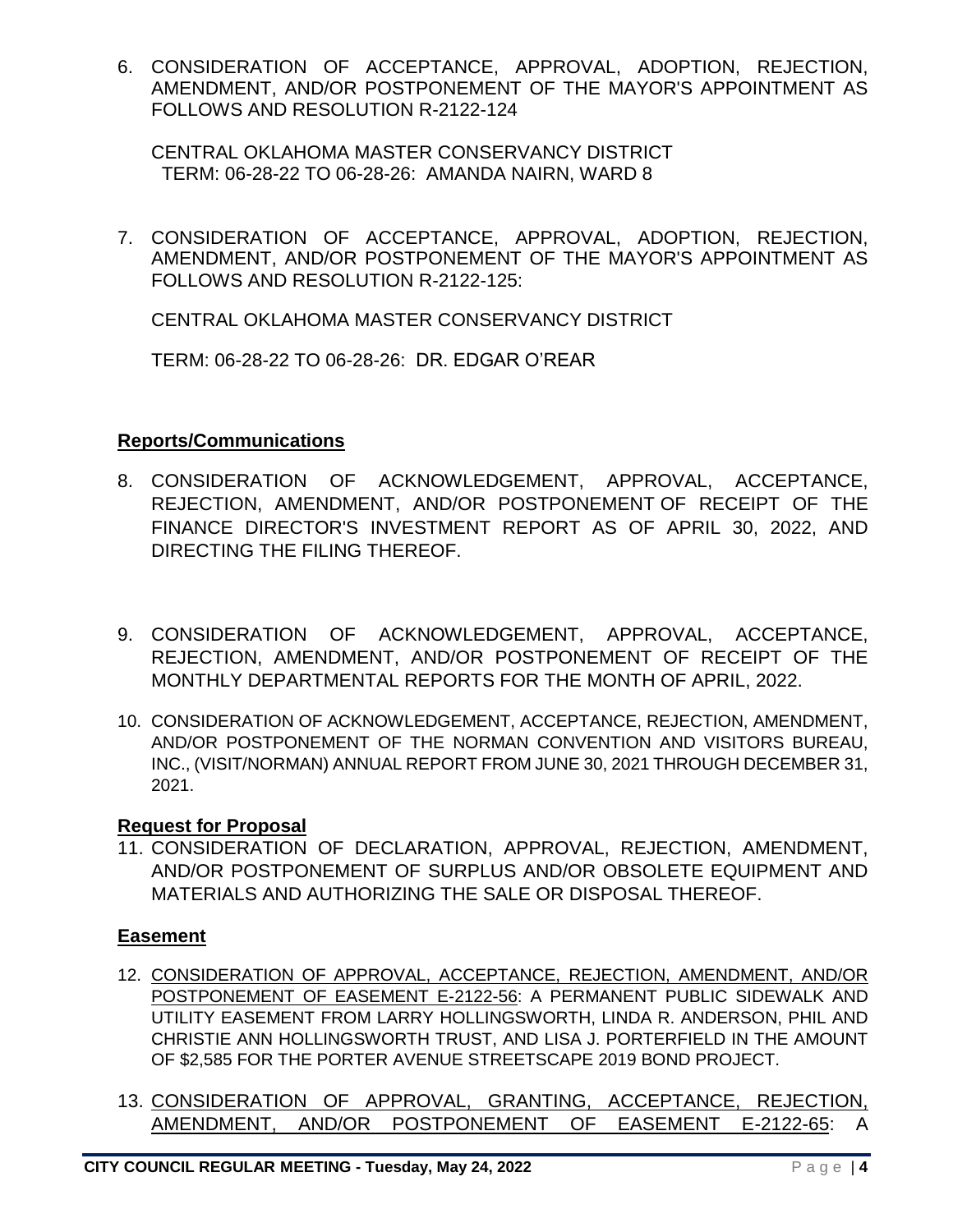6. CONSIDERATION OF ACCEPTANCE, APPROVAL, ADOPTION, REJECTION, AMENDMENT, AND/OR POSTPONEMENT OF THE MAYOR'S APPOINTMENT AS FOLLOWS AND RESOLUTION R-2122-124

   CENTRAL OKLAHOMA MASTER CONSERVANCY DISTRICT
   TERM: 06-28-22 TO 06-28-26: AMANDA NAIRN, WARD 8

7. CONSIDERATION OF ACCEPTANCE, APPROVAL, ADOPTION, REJECTION, AMENDMENT, AND/OR POSTPONEMENT OF THE MAYOR'S APPOINTMENT AS FOLLOWS AND RESOLUTION R-2122-125:

   CENTRAL OKLAHOMA MASTER CONSERVANCY DISTRICT

   TERM: 06-28-22 TO 06-28-26: DR. EDGAR O'REAR

**Reports/Communications**

8. CONSIDERATION OF ACKNOWLEDGEMENT, APPROVAL, ACCEPTANCE, REJECTION, AMENDMENT, AND/OR POSTPONEMENT OF RECEIPT OF THE FINANCE DIRECTOR'S INVESTMENT REPORT AS OF APRIL 30, 2022, AND DIRECTING THE FILING THEREOF.

9. CONSIDERATION OF ACKNOWLEDGEMENT, APPROVAL, ACCEPTANCE, REJECTION, AMENDMENT, AND/OR POSTPONEMENT OF RECEIPT OF THE MONTHLY DEPARTMENTAL REPORTS FOR THE MONTH OF APRIL, 2022.

10. CONSIDERATION OF ACKNOWLEDGEMENT, ACCEPTANCE, REJECTION, AMENDMENT, AND/OR POSTPONEMENT OF THE NORMAN CONVENTION AND VISITORS BUREAU, INC., (VISIT/NORMAN) ANNUAL REPORT FROM JUNE 30, 2021 THROUGH DECEMBER 31, 2021.

**Request for Proposal**

11. CONSIDERATION OF DECLARATION, APPROVAL, REJECTION, AMENDMENT, AND/OR POSTPONEMENT OF SURPLUS AND/OR OBSOLETE EQUIPMENT AND MATERIALS AND AUTHORIZING THE SALE OR DISPOSAL THEREOF.

**Easement**

12. CONSIDERATION OF APPROVAL, ACCEPTANCE, REJECTION, AMENDMENT, AND/OR POSTPONEMENT OF EASEMENT E-2122-56: A PERMANENT PUBLIC SIDEWALK AND UTILITY EASEMENT FROM LARRY HOLLINGSWORTH, LINDA R. ANDERSON, PHIL AND CHRISTIE ANN HOLLINGSWORTH TRUST, AND LISA J. PORTERFIELD IN THE AMOUNT OF $2,585 FOR THE PORTER AVENUE STREETSCAPE 2019 BOND PROJECT.

13. CONSIDERATION OF APPROVAL, GRANTING, ACCEPTANCE, REJECTION, AMENDMENT, AND/OR POSTPONEMENT OF EASEMENT E-2122-65: A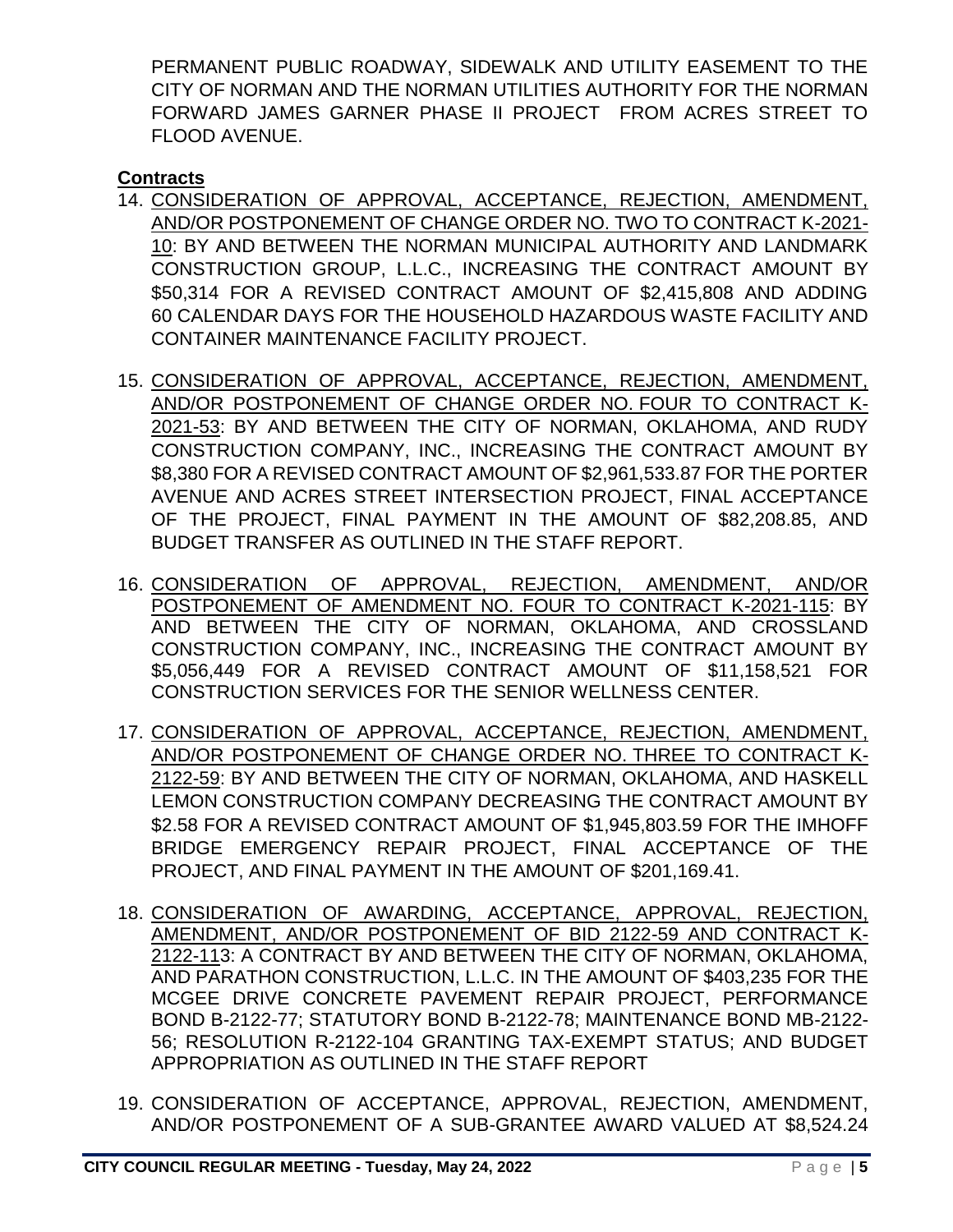PERMANENT PUBLIC ROADWAY, SIDEWALK AND UTILITY EASEMENT TO THE CITY OF NORMAN AND THE NORMAN UTILITIES AUTHORITY FOR THE NORMAN FORWARD JAMES GARNER PHASE II PROJECT FROM ACRES STREET TO FLOOD AVENUE.

**Contracts**

14. CONSIDERATION OF APPROVAL, ACCEPTANCE, REJECTION, AMENDMENT, AND/OR POSTPONEMENT OF CHANGE ORDER NO. TWO TO CONTRACT K-2021-10: BY AND BETWEEN THE NORMAN MUNICIPAL AUTHORITY AND LANDMARK CONSTRUCTION GROUP, L.L.C., INCREASING THE CONTRACT AMOUNT BY $50,314 FOR A REVISED CONTRACT AMOUNT OF $2,415,808 AND ADDING 60 CALENDAR DAYS FOR THE HOUSEHOLD HAZARDOUS WASTE FACILITY AND CONTAINER MAINTENANCE FACILITY PROJECT.

15. CONSIDERATION OF APPROVAL, ACCEPTANCE, REJECTION, AMENDMENT, AND/OR POSTPONEMENT OF CHANGE ORDER NO. FOUR TO CONTRACT K-2021-53: BY AND BETWEEN THE CITY OF NORMAN, OKLAHOMA, AND RUDY CONSTRUCTION COMPANY, INC., INCREASING THE CONTRACT AMOUNT BY $8,380 FOR A REVISED CONTRACT AMOUNT OF $2,961,533.87 FOR THE PORTER AVENUE AND ACRES STREET INTERSECTION PROJECT, FINAL ACCEPTANCE OF THE PROJECT, FINAL PAYMENT IN THE AMOUNT OF $82,208.85, AND BUDGET TRANSFER AS OUTLINED IN THE STAFF REPORT.

16. CONSIDERATION OF APPROVAL, REJECTION, AMENDMENT, AND/OR POSTPONEMENT OF AMENDMENT NO. FOUR TO CONTRACT K-2021-115: BY AND BETWEEN THE CITY OF NORMAN, OKLAHOMA, AND CROSSLAND CONSTRUCTION COMPANY, INC., INCREASING THE CONTRACT AMOUNT BY $5,056,449 FOR A REVISED CONTRACT AMOUNT OF $11,158,521 FOR CONSTRUCTION SERVICES FOR THE SENIOR WELLNESS CENTER.

17. CONSIDERATION OF APPROVAL, ACCEPTANCE, REJECTION, AMENDMENT, AND/OR POSTPONEMENT OF CHANGE ORDER NO. THREE TO CONTRACT K-2122-59: BY AND BETWEEN THE CITY OF NORMAN, OKLAHOMA, AND HASKELL LEMON CONSTRUCTION COMPANY DECREASING THE CONTRACT AMOUNT BY $2.58 FOR A REVISED CONTRACT AMOUNT OF $1,945,803.59 FOR THE IMHOFF BRIDGE EMERGENCY REPAIR PROJECT, FINAL ACCEPTANCE OF THE PROJECT, AND FINAL PAYMENT IN THE AMOUNT OF $201,169.41.

18. CONSIDERATION OF AWARDING, ACCEPTANCE, APPROVAL, REJECTION, AMENDMENT, AND/OR POSTPONEMENT OF BID 2122-59 AND CONTRACT K-2122-113: A CONTRACT BY AND BETWEEN THE CITY OF NORMAN, OKLAHOMA, AND PARATHON CONSTRUCTION, L.L.C. IN THE AMOUNT OF $403,235 FOR THE MCGEE DRIVE CONCRETE PAVEMENT REPAIR PROJECT, PERFORMANCE BOND B-2122-77; STATUTORY BOND B-2122-78; MAINTENANCE BOND MB-2122-56; RESOLUTION R-2122-104 GRANTING TAX-EXEMPT STATUS; AND BUDGET APPROPRIATION AS OUTLINED IN THE STAFF REPORT

19. CONSIDERATION OF ACCEPTANCE, APPROVAL, REJECTION, AMENDMENT, AND/OR POSTPONEMENT OF A SUB-GRANTEE AWARD VALUED AT $8,524.24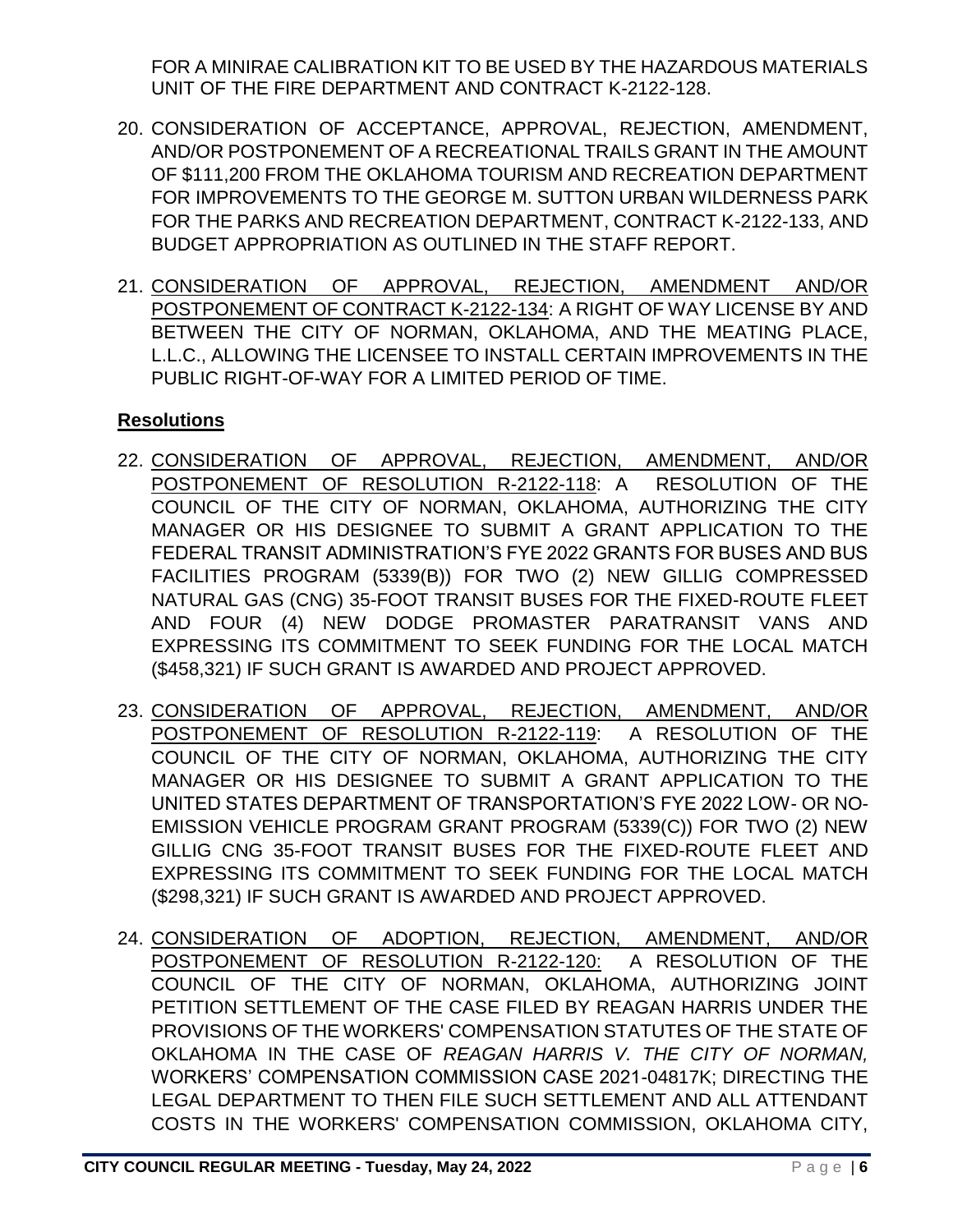FOR A MINIRAE CALIBRATION KIT TO BE USED BY THE HAZARDOUS MATERIALS UNIT OF THE FIRE DEPARTMENT AND CONTRACT K-2122-128.

20. CONSIDERATION OF ACCEPTANCE, APPROVAL, REJECTION, AMENDMENT, AND/OR POSTPONEMENT OF A RECREATIONAL TRAILS GRANT IN THE AMOUNT OF $111,200 FROM THE OKLAHOMA TOURISM AND RECREATION DEPARTMENT FOR IMPROVEMENTS TO THE GEORGE M. SUTTON URBAN WILDERNESS PARK FOR THE PARKS AND RECREATION DEPARTMENT, CONTRACT K-2122-133, AND BUDGET APPROPRIATION AS OUTLINED IN THE STAFF REPORT.

21. CONSIDERATION OF APPROVAL, REJECTION, AMENDMENT AND/OR POSTPONEMENT OF CONTRACT K-2122-134: A RIGHT OF WAY LICENSE BY AND BETWEEN THE CITY OF NORMAN, OKLAHOMA, AND THE MEATING PLACE, L.L.C., ALLOWING THE LICENSEE TO INSTALL CERTAIN IMPROVEMENTS IN THE PUBLIC RIGHT-OF-WAY FOR A LIMITED PERIOD OF TIME.

**Resolutions**

22. CONSIDERATION OF APPROVAL, REJECTION, AMENDMENT, AND/OR POSTPONEMENT OF RESOLUTION R-2122-118: A RESOLUTION OF THE COUNCIL OF THE CITY OF NORMAN, OKLAHOMA, AUTHORIZING THE CITY MANAGER OR HIS DESIGNEE TO SUBMIT A GRANT APPLICATION TO THE FEDERAL TRANSIT ADMINISTRATION'S FYE 2022 GRANTS FOR BUSES AND BUS FACILITIES PROGRAM (5339(B)) FOR TWO (2) NEW GILLIG COMPRESSED NATURAL GAS (CNG) 35-FOOT TRANSIT BUSES FOR THE FIXED-ROUTE FLEET AND FOUR (4) NEW DODGE PROMASTER PARATRANSIT VANS AND EXPRESSING ITS COMMITMENT TO SEEK FUNDING FOR THE LOCAL MATCH ($458,321) IF SUCH GRANT IS AWARDED AND PROJECT APPROVED.

23. CONSIDERATION OF APPROVAL, REJECTION, AMENDMENT, AND/OR POSTPONEMENT OF RESOLUTION R-2122-119: A RESOLUTION OF THE COUNCIL OF THE CITY OF NORMAN, OKLAHOMA, AUTHORIZING THE CITY MANAGER OR HIS DESIGNEE TO SUBMIT A GRANT APPLICATION TO THE UNITED STATES DEPARTMENT OF TRANSPORTATION'S FYE 2022 LOW- OR NO-EMISSION VEHICLE PROGRAM GRANT PROGRAM (5339(C)) FOR TWO (2) NEW GILLIG CNG 35-FOOT TRANSIT BUSES FOR THE FIXED-ROUTE FLEET AND EXPRESSING ITS COMMITMENT TO SEEK FUNDING FOR THE LOCAL MATCH ($298,321) IF SUCH GRANT IS AWARDED AND PROJECT APPROVED.

24. CONSIDERATION OF ADOPTION, REJECTION, AMENDMENT, AND/OR POSTPONEMENT OF RESOLUTION R-2122-120: A RESOLUTION OF THE COUNCIL OF THE CITY OF NORMAN, OKLAHOMA, AUTHORIZING JOINT PETITION SETTLEMENT OF THE CASE FILED BY REAGAN HARRIS UNDER THE PROVISIONS OF THE WORKERS' COMPENSATION STATUTES OF THE STATE OF OKLAHOMA IN THE CASE OF *REAGAN HARRIS V. THE CITY OF NORMAN,* WORKERS' COMPENSATION COMMISSION CASE 2021-04817K; DIRECTING THE LEGAL DEPARTMENT TO THEN FILE SUCH SETTLEMENT AND ALL ATTENDANT COSTS IN THE WORKERS' COMPENSATION COMMISSION, OKLAHOMA CITY,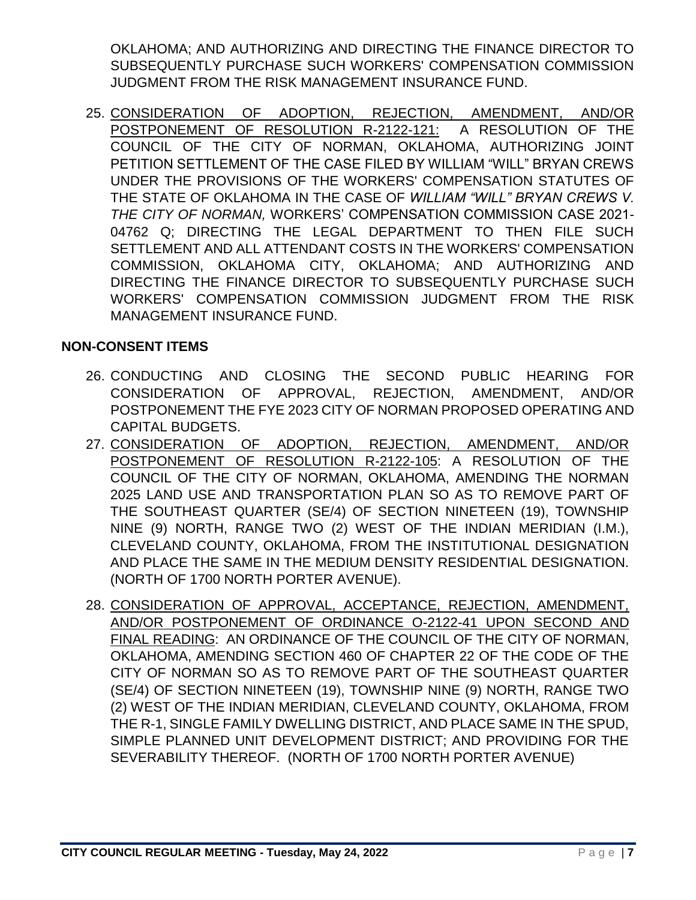OKLAHOMA; AND AUTHORIZING AND DIRECTING THE FINANCE DIRECTOR TO SUBSEQUENTLY PURCHASE SUCH WORKERS' COMPENSATION COMMISSION JUDGMENT FROM THE RISK MANAGEMENT INSURANCE FUND.

25. <u>CONSIDERATION OF ADOPTION, REJECTION, AMENDMENT, AND/OR POSTPONEMENT OF RESOLUTION R-2122-121:</u> A RESOLUTION OF THE COUNCIL OF THE CITY OF NORMAN, OKLAHOMA, AUTHORIZING JOINT PETITION SETTLEMENT OF THE CASE FILED BY WILLIAM "WILL" BRYAN CREWS UNDER THE PROVISIONS OF THE WORKERS' COMPENSATION STATUTES OF THE STATE OF OKLAHOMA IN THE CASE OF *WILLIAM "WILL" BRYAN CREWS V. THE CITY OF NORMAN,* WORKERS' COMPENSATION COMMISSION CASE 2021-04762 Q; DIRECTING THE LEGAL DEPARTMENT TO THEN FILE SUCH SETTLEMENT AND ALL ATTENDANT COSTS IN THE WORKERS' COMPENSATION COMMISSION, OKLAHOMA CITY, OKLAHOMA; AND AUTHORIZING AND DIRECTING THE FINANCE DIRECTOR TO SUBSEQUENTLY PURCHASE SUCH WORKERS' COMPENSATION COMMISSION JUDGMENT FROM THE RISK MANAGEMENT INSURANCE FUND.

**NON-CONSENT ITEMS**

26. CONDUCTING AND CLOSING THE SECOND PUBLIC HEARING FOR CONSIDERATION OF APPROVAL, REJECTION, AMENDMENT, AND/OR POSTPONEMENT THE FYE 2023 CITY OF NORMAN PROPOSED OPERATING AND CAPITAL BUDGETS.
27. <u>CONSIDERATION OF ADOPTION, REJECTION, AMENDMENT, AND/OR POSTPONEMENT OF RESOLUTION R-2122-105</u>: A RESOLUTION OF THE COUNCIL OF THE CITY OF NORMAN, OKLAHOMA, AMENDING THE NORMAN 2025 LAND USE AND TRANSPORTATION PLAN SO AS TO REMOVE PART OF THE SOUTHEAST QUARTER (SE/4) OF SECTION NINETEEN (19), TOWNSHIP NINE (9) NORTH, RANGE TWO (2) WEST OF THE INDIAN MERIDIAN (I.M.), CLEVELAND COUNTY, OKLAHOMA, FROM THE INSTITUTIONAL DESIGNATION AND PLACE THE SAME IN THE MEDIUM DENSITY RESIDENTIAL DESIGNATION. (NORTH OF 1700 NORTH PORTER AVENUE).
28. <u>CONSIDERATION OF APPROVAL, ACCEPTANCE, REJECTION, AMENDMENT, AND/OR POSTPONEMENT OF ORDINANCE O-2122-41 UPON SECOND AND FINAL READING</u>: AN ORDINANCE OF THE COUNCIL OF THE CITY OF NORMAN, OKLAHOMA, AMENDING SECTION 460 OF CHAPTER 22 OF THE CODE OF THE CITY OF NORMAN SO AS TO REMOVE PART OF THE SOUTHEAST QUARTER (SE/4) OF SECTION NINETEEN (19), TOWNSHIP NINE (9) NORTH, RANGE TWO (2) WEST OF THE INDIAN MERIDIAN, CLEVELAND COUNTY, OKLAHOMA, FROM THE R-1, SINGLE FAMILY DWELLING DISTRICT, AND PLACE SAME IN THE SPUD, SIMPLE PLANNED UNIT DEVELOPMENT DISTRICT; AND PROVIDING FOR THE SEVERABILITY THEREOF. (NORTH OF 1700 NORTH PORTER AVENUE)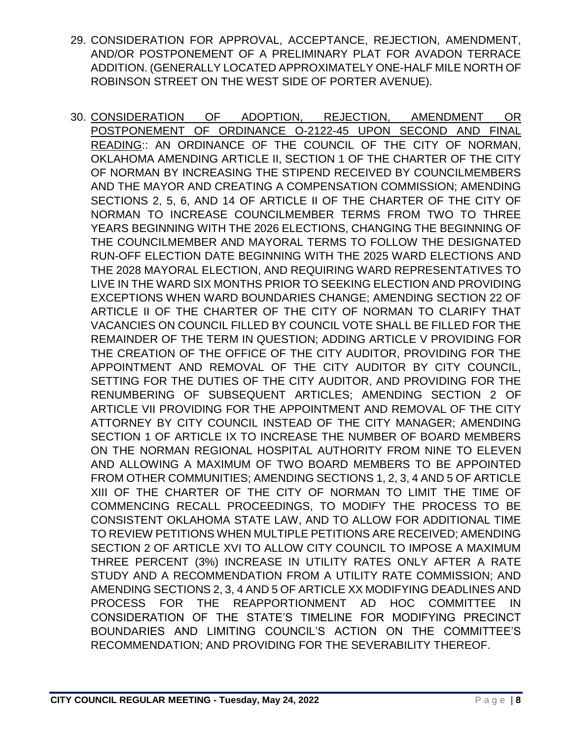29. CONSIDERATION FOR APPROVAL, ACCEPTANCE, REJECTION, AMENDMENT, AND/OR POSTPONEMENT OF A PRELIMINARY PLAT FOR AVADON TERRACE ADDITION. (GENERALLY LOCATED APPROXIMATELY ONE-HALF MILE NORTH OF ROBINSON STREET ON THE WEST SIDE OF PORTER AVENUE).

30. <u>CONSIDERATION OF ADOPTION, REJECTION, AMENDMENT OR POSTPONEMENT OF ORDINANCE O-2122-45 UPON SECOND AND FINAL READING</u>:: AN ORDINANCE OF THE COUNCIL OF THE CITY OF NORMAN, OKLAHOMA AMENDING ARTICLE II, SECTION 1 OF THE CHARTER OF THE CITY OF NORMAN BY INCREASING THE STIPEND RECEIVED BY COUNCILMEMBERS AND THE MAYOR AND CREATING A COMPENSATION COMMISSION; AMENDING SECTIONS 2, 5, 6, AND 14 OF ARTICLE II OF THE CHARTER OF THE CITY OF NORMAN TO INCREASE COUNCILMEMBER TERMS FROM TWO TO THREE YEARS BEGINNING WITH THE 2026 ELECTIONS, CHANGING THE BEGINNING OF THE COUNCILMEMBER AND MAYORAL TERMS TO FOLLOW THE DESIGNATED RUN-OFF ELECTION DATE BEGINNING WITH THE 2025 WARD ELECTIONS AND THE 2028 MAYORAL ELECTION, AND REQUIRING WARD REPRESENTATIVES TO LIVE IN THE WARD SIX MONTHS PRIOR TO SEEKING ELECTION AND PROVIDING EXCEPTIONS WHEN WARD BOUNDARIES CHANGE; AMENDING SECTION 22 OF ARTICLE II OF THE CHARTER OF THE CITY OF NORMAN TO CLARIFY THAT VACANCIES ON COUNCIL FILLED BY COUNCIL VOTE SHALL BE FILLED FOR THE REMAINDER OF THE TERM IN QUESTION; ADDING ARTICLE V PROVIDING FOR THE CREATION OF THE OFFICE OF THE CITY AUDITOR, PROVIDING FOR THE APPOINTMENT AND REMOVAL OF THE CITY AUDITOR BY CITY COUNCIL, SETTING FOR THE DUTIES OF THE CITY AUDITOR, AND PROVIDING FOR THE RENUMBERING OF SUBSEQUENT ARTICLES; AMENDING SECTION 2 OF ARTICLE VII PROVIDING FOR THE APPOINTMENT AND REMOVAL OF THE CITY ATTORNEY BY CITY COUNCIL INSTEAD OF THE CITY MANAGER; AMENDING SECTION 1 OF ARTICLE IX TO INCREASE THE NUMBER OF BOARD MEMBERS ON THE NORMAN REGIONAL HOSPITAL AUTHORITY FROM NINE TO ELEVEN AND ALLOWING A MAXIMUM OF TWO BOARD MEMBERS TO BE APPOINTED FROM OTHER COMMUNITIES; AMENDING SECTIONS 1, 2, 3, 4 AND 5 OF ARTICLE XIII OF THE CHARTER OF THE CITY OF NORMAN TO LIMIT THE TIME OF COMMENCING RECALL PROCEEDINGS, TO MODIFY THE PROCESS TO BE CONSISTENT OKLAHOMA STATE LAW, AND TO ALLOW FOR ADDITIONAL TIME TO REVIEW PETITIONS WHEN MULTIPLE PETITIONS ARE RECEIVED; AMENDING SECTION 2 OF ARTICLE XVI TO ALLOW CITY COUNCIL TO IMPOSE A MAXIMUM THREE PERCENT (3%) INCREASE IN UTILITY RATES ONLY AFTER A RATE STUDY AND A RECOMMENDATION FROM A UTILITY RATE COMMISSION; AND AMENDING SECTIONS 2, 3, 4 AND 5 OF ARTICLE XX MODIFYING DEADLINES AND PROCESS FOR THE REAPPORTIONMENT AD HOC COMMITTEE IN CONSIDERATION OF THE STATE'S TIMELINE FOR MODIFYING PRECINCT BOUNDARIES AND LIMITING COUNCIL'S ACTION ON THE COMMITTEE'S RECOMMENDATION; AND PROVIDING FOR THE SEVERABILITY THEREOF.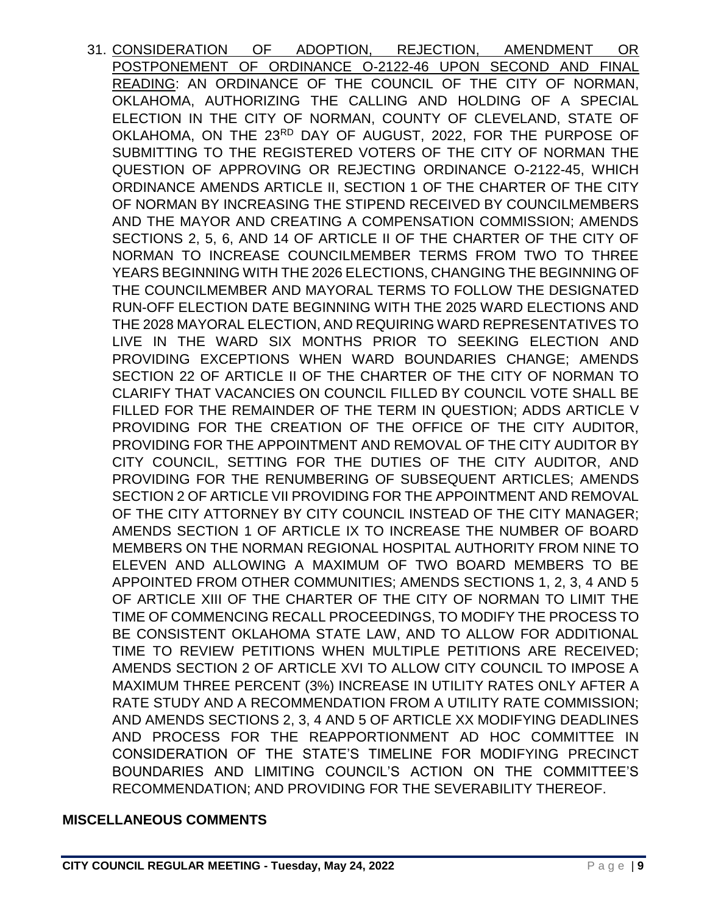31. CONSIDERATION OF ADOPTION, REJECTION, AMENDMENT OR POSTPONEMENT OF ORDINANCE O-2122-46 UPON SECOND AND FINAL READING: AN ORDINANCE OF THE COUNCIL OF THE CITY OF NORMAN, OKLAHOMA, AUTHORIZING THE CALLING AND HOLDING OF A SPECIAL ELECTION IN THE CITY OF NORMAN, COUNTY OF CLEVELAND, STATE OF OKLAHOMA, ON THE 23RD DAY OF AUGUST, 2022, FOR THE PURPOSE OF SUBMITTING TO THE REGISTERED VOTERS OF THE CITY OF NORMAN THE QUESTION OF APPROVING OR REJECTING ORDINANCE O-2122-45, WHICH ORDINANCE AMENDS ARTICLE II, SECTION 1 OF THE CHARTER OF THE CITY OF NORMAN BY INCREASING THE STIPEND RECEIVED BY COUNCILMEMBERS AND THE MAYOR AND CREATING A COMPENSATION COMMISSION; AMENDS SECTIONS 2, 5, 6, AND 14 OF ARTICLE II OF THE CHARTER OF THE CITY OF NORMAN TO INCREASE COUNCILMEMBER TERMS FROM TWO TO THREE YEARS BEGINNING WITH THE 2026 ELECTIONS, CHANGING THE BEGINNING OF THE COUNCILMEMBER AND MAYORAL TERMS TO FOLLOW THE DESIGNATED RUN-OFF ELECTION DATE BEGINNING WITH THE 2025 WARD ELECTIONS AND THE 2028 MAYORAL ELECTION, AND REQUIRING WARD REPRESENTATIVES TO LIVE IN THE WARD SIX MONTHS PRIOR TO SEEKING ELECTION AND PROVIDING EXCEPTIONS WHEN WARD BOUNDARIES CHANGE; AMENDS SECTION 22 OF ARTICLE II OF THE CHARTER OF THE CITY OF NORMAN TO CLARIFY THAT VACANCIES ON COUNCIL FILLED BY COUNCIL VOTE SHALL BE FILLED FOR THE REMAINDER OF THE TERM IN QUESTION; ADDS ARTICLE V PROVIDING FOR THE CREATION OF THE OFFICE OF THE CITY AUDITOR, PROVIDING FOR THE APPOINTMENT AND REMOVAL OF THE CITY AUDITOR BY CITY COUNCIL, SETTING FOR THE DUTIES OF THE CITY AUDITOR, AND PROVIDING FOR THE RENUMBERING OF SUBSEQUENT ARTICLES; AMENDS SECTION 2 OF ARTICLE VII PROVIDING FOR THE APPOINTMENT AND REMOVAL OF THE CITY ATTORNEY BY CITY COUNCIL INSTEAD OF THE CITY MANAGER; AMENDS SECTION 1 OF ARTICLE IX TO INCREASE THE NUMBER OF BOARD MEMBERS ON THE NORMAN REGIONAL HOSPITAL AUTHORITY FROM NINE TO ELEVEN AND ALLOWING A MAXIMUM OF TWO BOARD MEMBERS TO BE APPOINTED FROM OTHER COMMUNITIES; AMENDS SECTIONS 1, 2, 3, 4 AND 5 OF ARTICLE XIII OF THE CHARTER OF THE CITY OF NORMAN TO LIMIT THE TIME OF COMMENCING RECALL PROCEEDINGS, TO MODIFY THE PROCESS TO BE CONSISTENT OKLAHOMA STATE LAW, AND TO ALLOW FOR ADDITIONAL TIME TO REVIEW PETITIONS WHEN MULTIPLE PETITIONS ARE RECEIVED; AMENDS SECTION 2 OF ARTICLE XVI TO ALLOW CITY COUNCIL TO IMPOSE A MAXIMUM THREE PERCENT (3%) INCREASE IN UTILITY RATES ONLY AFTER A RATE STUDY AND A RECOMMENDATION FROM A UTILITY RATE COMMISSION; AND AMENDS SECTIONS 2, 3, 4 AND 5 OF ARTICLE XX MODIFYING DEADLINES AND PROCESS FOR THE REAPPORTIONMENT AD HOC COMMITTEE IN CONSIDERATION OF THE STATE'S TIMELINE FOR MODIFYING PRECINCT BOUNDARIES AND LIMITING COUNCIL'S ACTION ON THE COMMITTEE'S RECOMMENDATION; AND PROVIDING FOR THE SEVERABILITY THEREOF.

## MISCELLANEOUS COMMENTS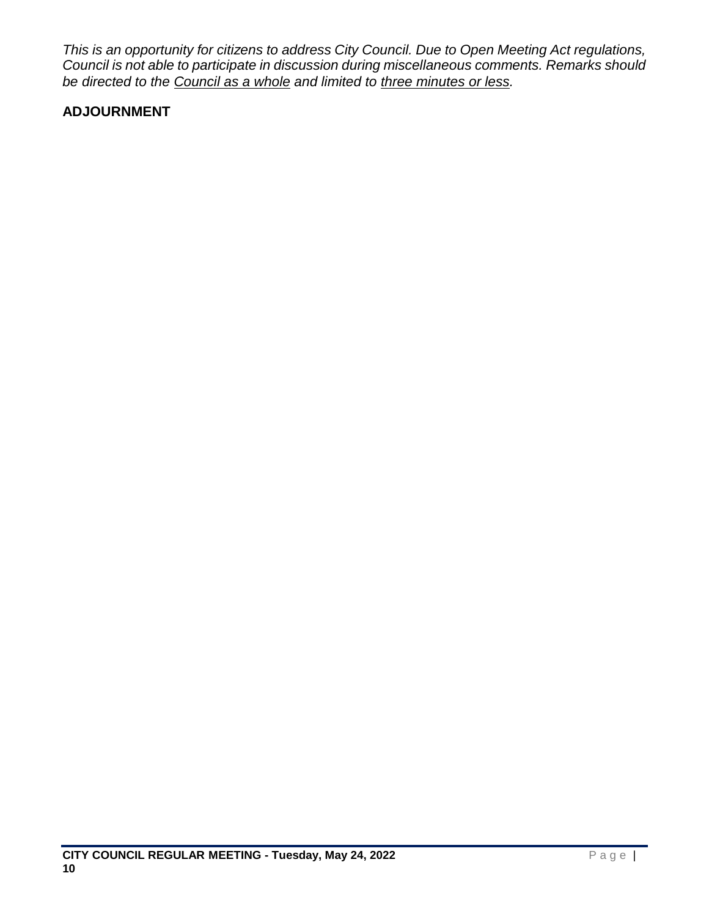*This is an opportunity for citizens to address City Council. Due to Open Meeting Act regulations, Council is not able to participate in discussion during miscellaneous comments. Remarks should be directed to the <u>Council as a whole</u> and limited to <u>three minutes or less</u>.*

**ADJOURNMENT**